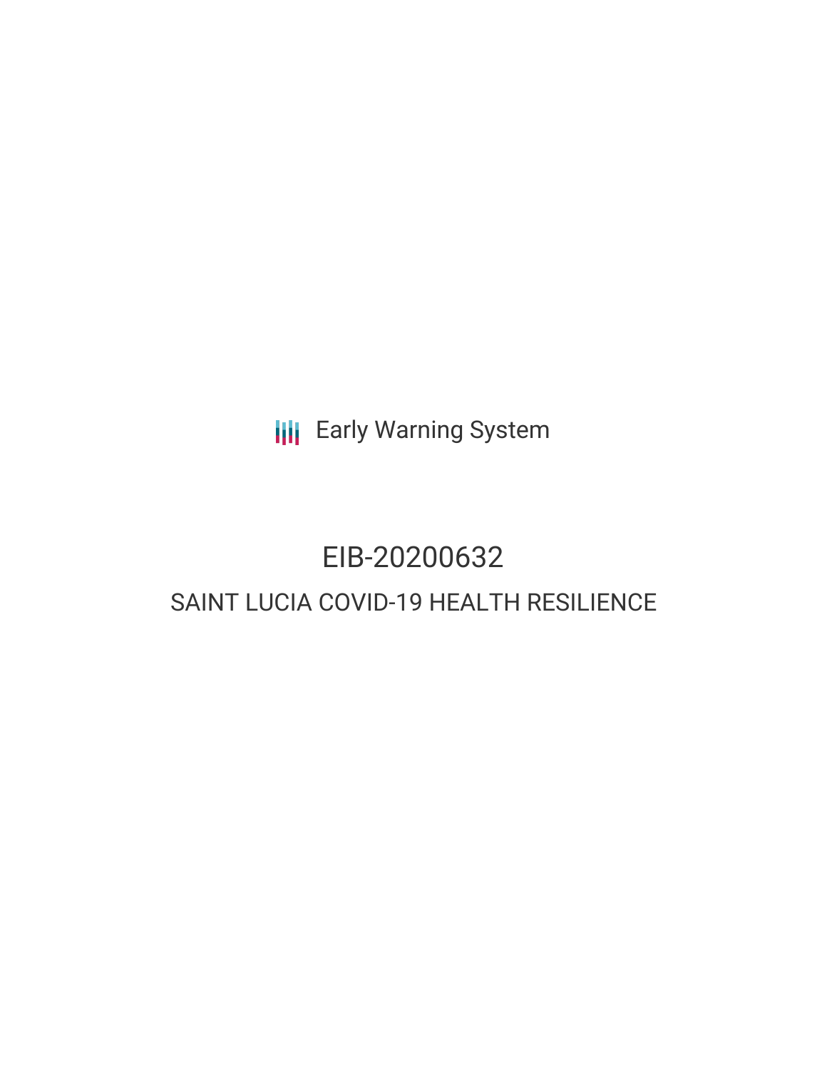Early Warning System

# EIB-20200632

## SAINT LUCIA COVID-19 HEALTH RESILIENCE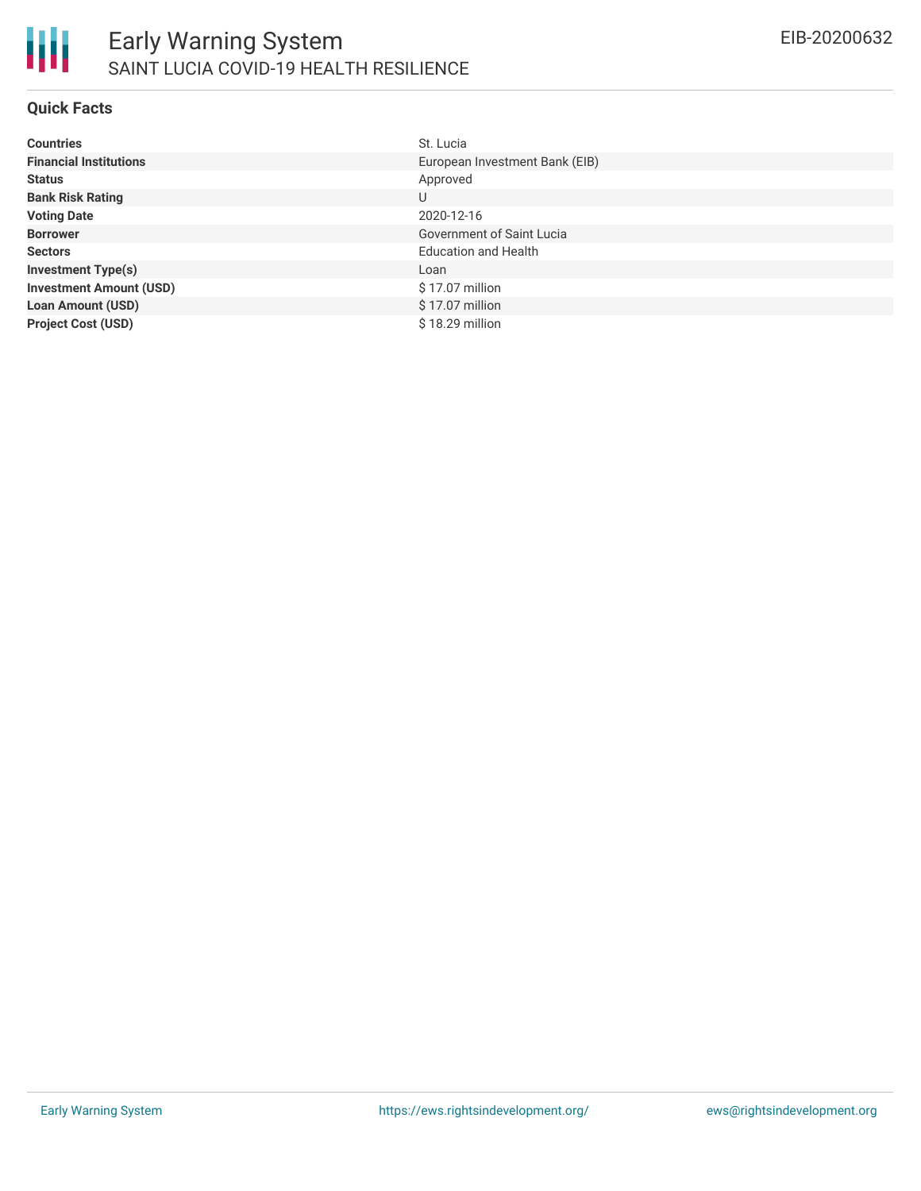# Early Warning System

## SAINT LUCIA COVID-19 HEALTH RESILIENCE

EIB-20200632

### Quick Facts

| | |
|---|---|
| **Countries** | St. Lucia |
| **Financial Institutions** | European Investment Bank (EIB) |
| **Status** | Approved |
| **Bank Risk Rating** | U |
| **Voting Date** | 2020-12-16 |
| **Borrower** | Government of Saint Lucia |
| **Sectors** | Education and Health |
| **Investment Type(s)** | Loan |
| **Investment Amount (USD)** | $ 17.07 million |
| **Loan Amount (USD)** | $ 17.07 million |
| **Project Cost (USD)** | $ 18.29 million |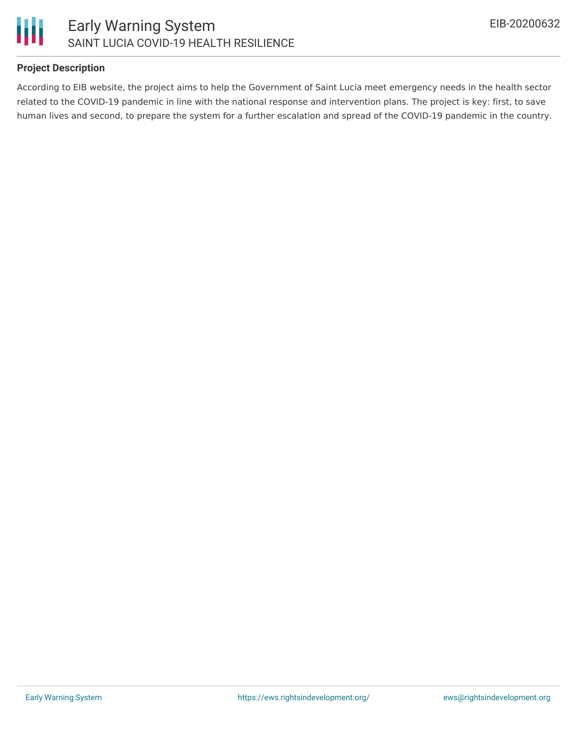## Project Description

According to EIB website, the project aims to help the Government of Saint Lucia meet emergency needs in the health sector related to the COVID-19 pandemic in line with the national response and intervention plans. The project is key: first, to save human lives and second, to prepare the system for a further escalation and spread of the COVID-19 pandemic in the country.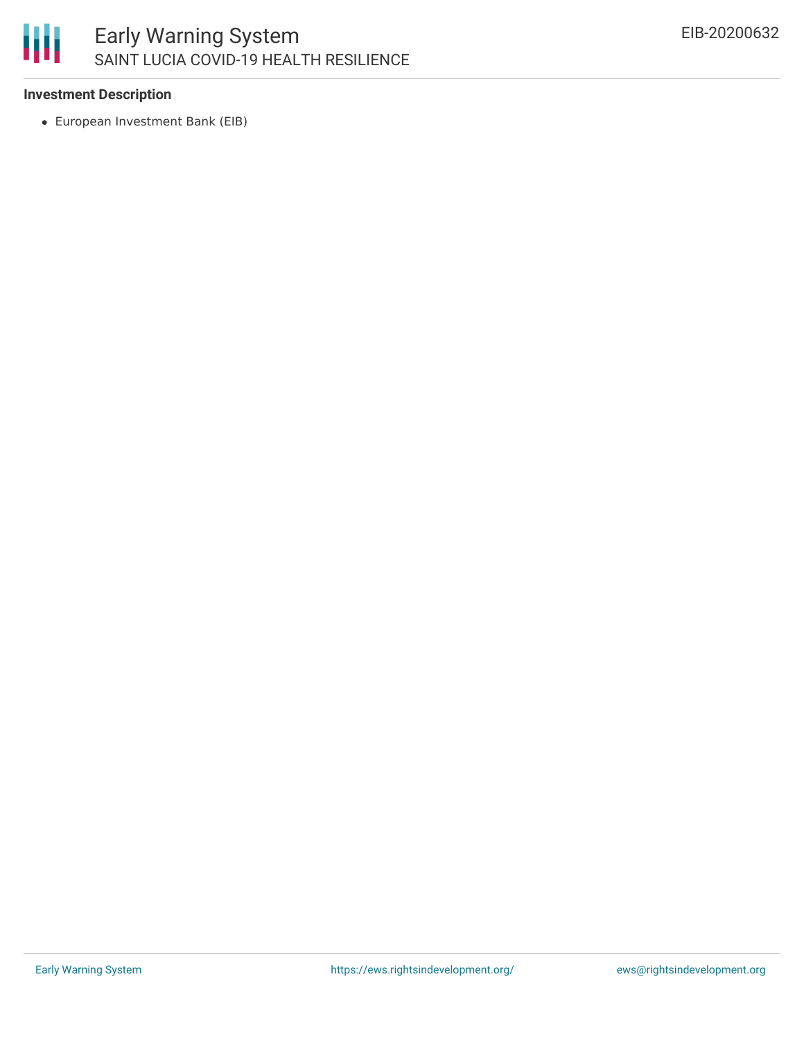**Investment Description**

- European Investment Bank (EIB)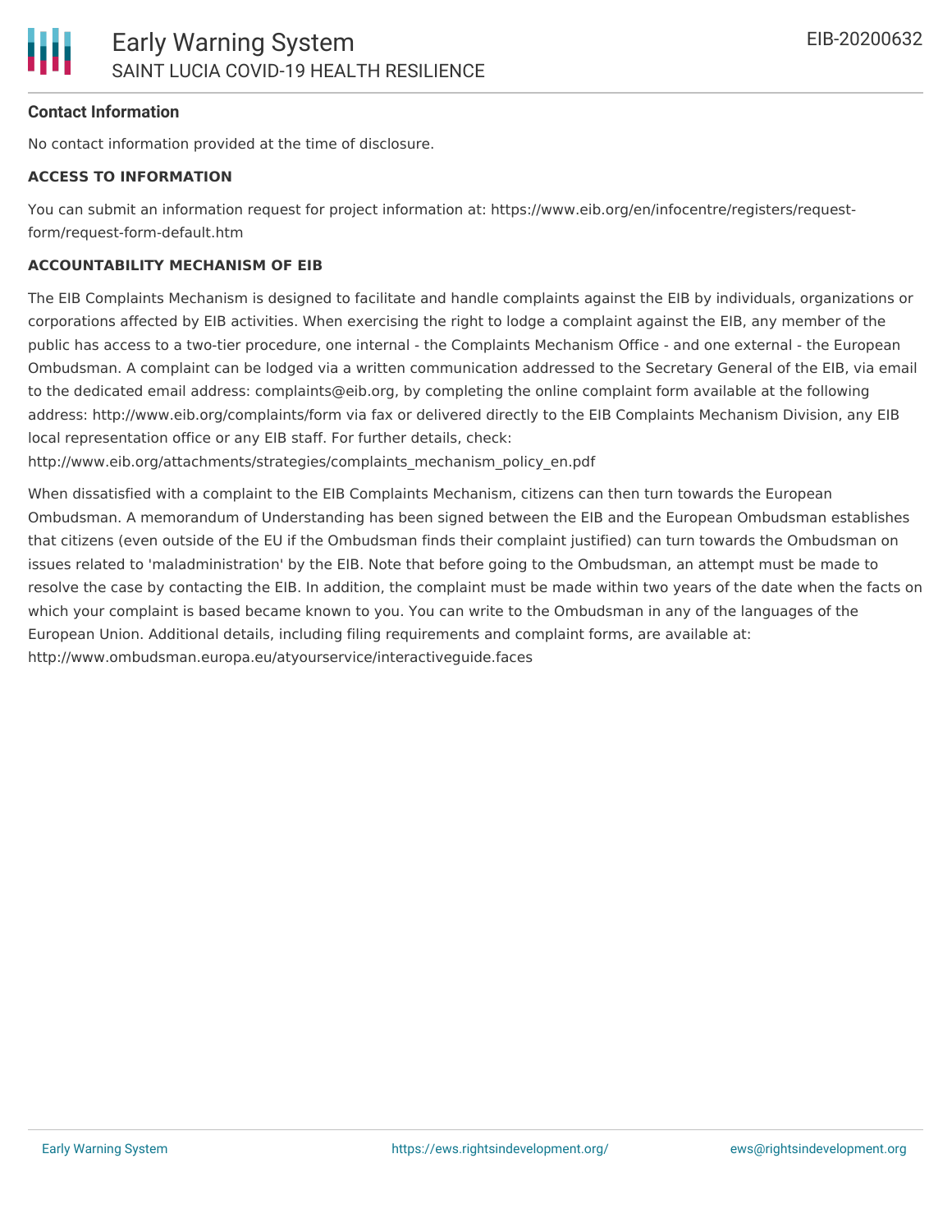#### Contact Information

No contact information provided at the time of disclosure.

**ACCESS TO INFORMATION**

You can submit an information request for project information at: https://www.eib.org/en/infocentre/registers/request-form/request-form-default.htm

**ACCOUNTABILITY MECHANISM OF EIB**

The EIB Complaints Mechanism is designed to facilitate and handle complaints against the EIB by individuals, organizations or corporations affected by EIB activities. When exercising the right to lodge a complaint against the EIB, any member of the public has access to a two-tier procedure, one internal - the Complaints Mechanism Office - and one external - the European Ombudsman. A complaint can be lodged via a written communication addressed to the Secretary General of the EIB, via email to the dedicated email address: complaints@eib.org, by completing the online complaint form available at the following address: http://www.eib.org/complaints/form via fax or delivered directly to the EIB Complaints Mechanism Division, any EIB local representation office or any EIB staff. For further details, check: http://www.eib.org/attachments/strategies/complaints_mechanism_policy_en.pdf

When dissatisfied with a complaint to the EIB Complaints Mechanism, citizens can then turn towards the European Ombudsman. A memorandum of Understanding has been signed between the EIB and the European Ombudsman establishes that citizens (even outside of the EU if the Ombudsman finds their complaint justified) can turn towards the Ombudsman on issues related to 'maladministration' by the EIB. Note that before going to the Ombudsman, an attempt must be made to resolve the case by contacting the EIB. In addition, the complaint must be made within two years of the date when the facts on which your complaint is based became known to you. You can write to the Ombudsman in any of the languages of the European Union. Additional details, including filing requirements and complaint forms, are available at: http://www.ombudsman.europa.eu/atyourservice/interactiveguide.faces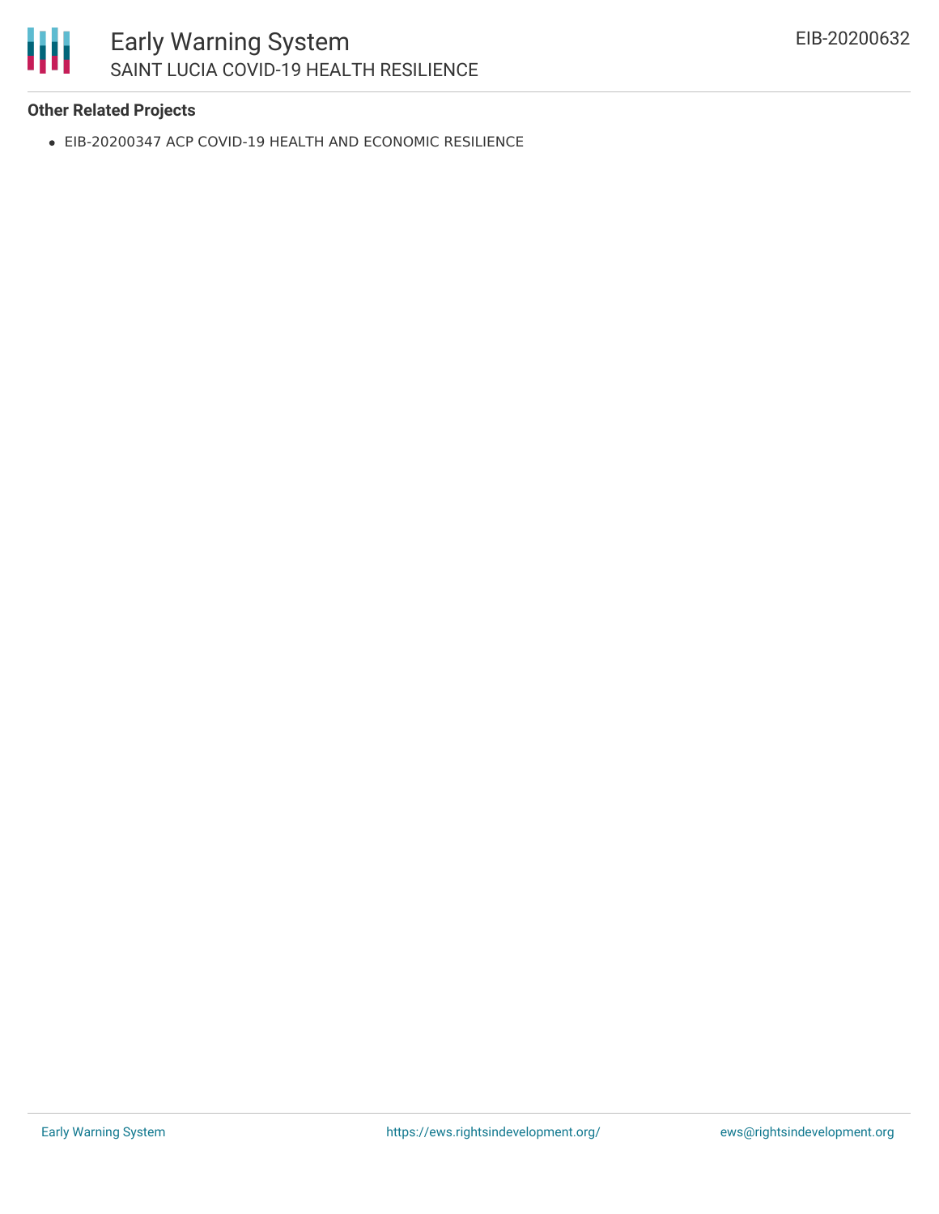**Other Related Projects**

- EIB-20200347 ACP COVID-19 HEALTH AND ECONOMIC RESILIENCE